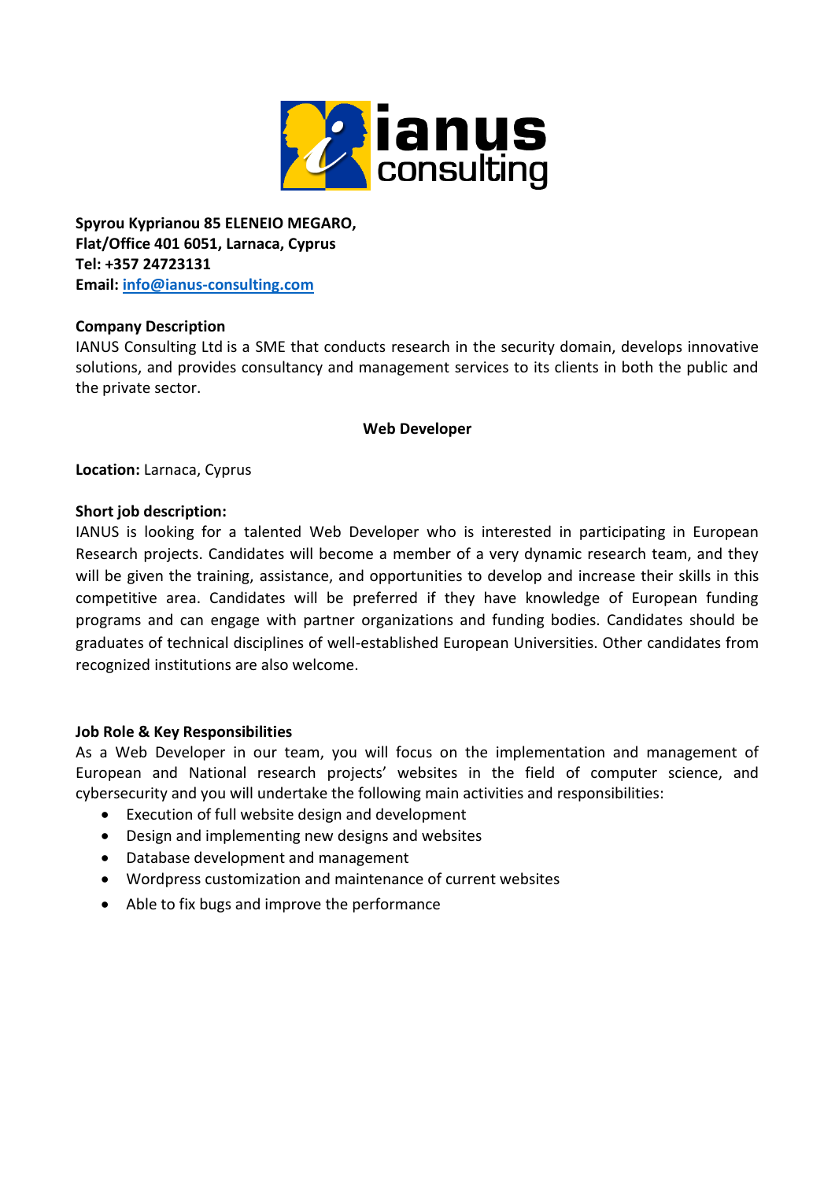**Spyrou Kyprianou 85 ELENEIO MEGARO,**
**Flat/Office 401 6051, Larnaca, Cyprus**
**Tel: +357 24723131**
**Email: info@ianus-consulting.com**

**Company Description**

IANUS Consulting Ltd is a SME that conducts research in the security domain, develops innovative solutions, and provides consultancy and management services to its clients in both the public and the private sector.

**Web Developer**

**Location:** Larnaca, Cyprus

**Short job description:**

IANUS is looking for a talented Web Developer who is interested in participating in European Research projects. Candidates will become a member of a very dynamic research team, and they will be given the training, assistance, and opportunities to develop and increase their skills in this competitive area. Candidates will be preferred if they have knowledge of European funding programs and can engage with partner organizations and funding bodies. Candidates should be graduates of technical disciplines of well-established European Universities. Other candidates from recognized institutions are also welcome.

**Job Role & Key Responsibilities**

As a Web Developer in our team, you will focus on the implementation and management of European and National research projects' websites in the field of computer science, and cybersecurity and you will undertake the following main activities and responsibilities:

- Execution of full website design and development
- Design and implementing new designs and websites
- Database development and management
- Wordpress customization and maintenance of current websites
- Able to fix bugs and improve the performance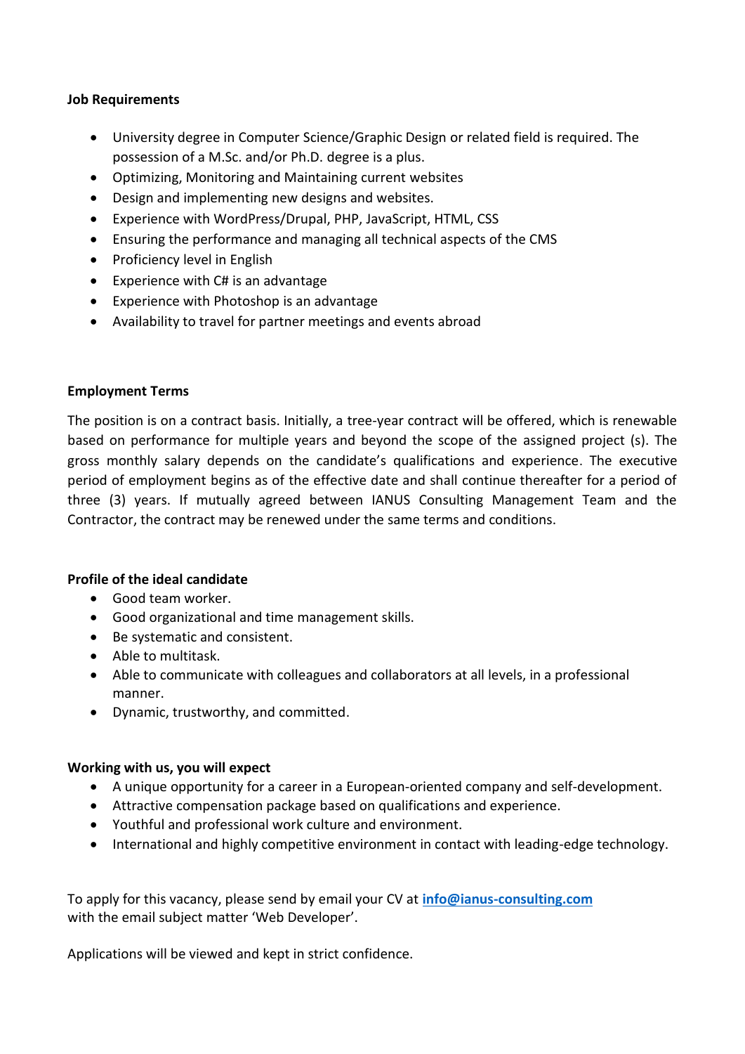**Job Requirements**

- University degree in Computer Science/Graphic Design or related field is required. The possession of a M.Sc. and/or Ph.D. degree is a plus.
- Optimizing, Monitoring and Maintaining current websites
- Design and implementing new designs and websites.
- Experience with WordPress/Drupal, PHP, JavaScript, HTML, CSS
- Ensuring the performance and managing all technical aspects of the CMS
- Proficiency level in English
- Experience with C# is an advantage
- Experience with Photoshop is an advantage
- Availability to travel for partner meetings and events abroad

**Employment Terms**

The position is on a contract basis. Initially, a tree-year contract will be offered, which is renewable based on performance for multiple years and beyond the scope of the assigned project (s). The gross monthly salary depends on the candidate's qualifications and experience. The executive period of employment begins as of the effective date and shall continue thereafter for a period of three (3) years. If mutually agreed between IANUS Consulting Management Team and the Contractor, the contract may be renewed under the same terms and conditions.

**Profile of the ideal candidate**

- Good team worker.
- Good organizational and time management skills.
- Be systematic and consistent.
- Able to multitask.
- Able to communicate with colleagues and collaborators at all levels, in a professional manner.
- Dynamic, trustworthy, and committed.

**Working with us, you will expect**

- A unique opportunity for a career in a European-oriented company and self-development.
- Attractive compensation package based on qualifications and experience.
- Youthful and professional work culture and environment.
- International and highly competitive environment in contact with leading-edge technology.

To apply for this vacancy, please send by email your CV at **info@ianus-consulting.com** with the email subject matter 'Web Developer'.

Applications will be viewed and kept in strict confidence.